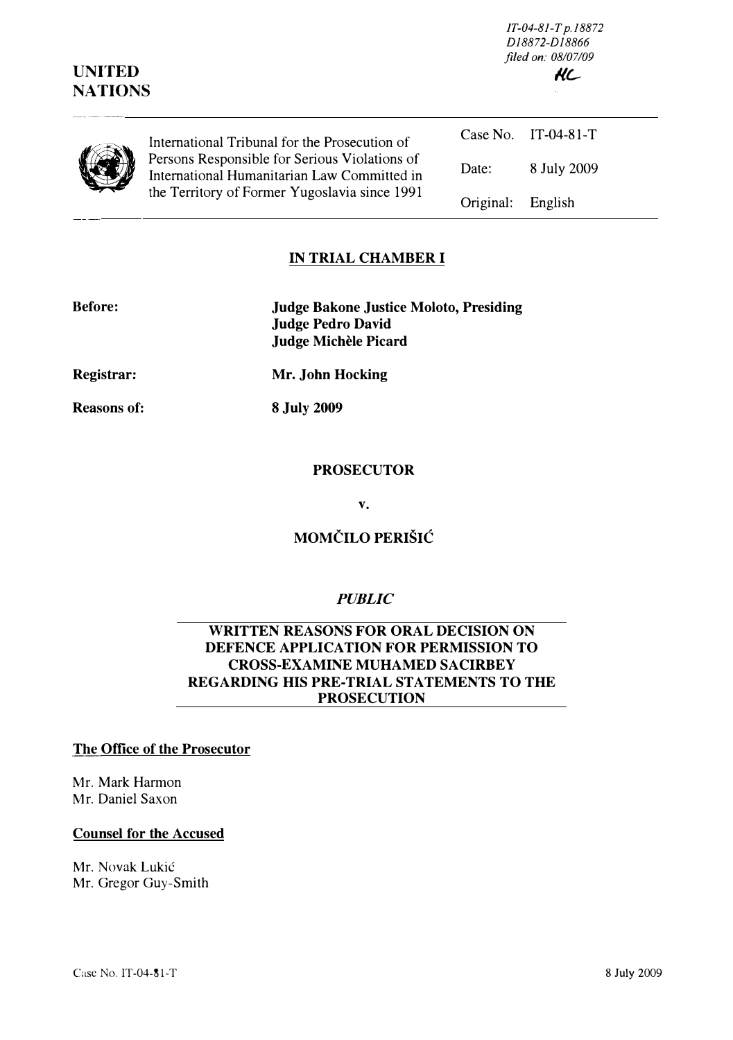IT-04-81-T p.18872
D18872-D18866
filed on: 08/07/09

HC

UNITED NATIONS

International Tribunal for the Prosecution of Persons Responsible for Serious Violations of International Humanitarian Law Committed in the Territory of Former Yugoslavia since 1991

| | |
|---|---|
| Case No. | IT-04-81-T |
| Date: | 8 July 2009 |
| Original: | English |

## IN TRIAL CHAMBER I

| | |
|---|---|
| **Before:** | **Judge Bakone Justice Moloto, Presiding** **Judge Pedro David** **Judge Michèle Picard** |
| **Registrar:** | **Mr. John Hocking** |
| **Reasons of:** | **8 July 2009** |

**PROSECUTOR**

**v.**

**MOMČILO PERIŠIĆ**

***PUBLIC***

## WRITTEN REASONS FOR ORAL DECISION ON DEFENCE APPLICATION FOR PERMISSION TO CROSS-EXAMINE MUHAMED SACIRBEY REGARDING HIS PRE-TRIAL STATEMENTS TO THE PROSECUTION

**The Office of the Prosecutor**

Mr. Mark Harmon
Mr. Daniel Saxon

**Counsel for the Accused**

Mr. Novak Lukić
Mr. Gregor Guy-Smith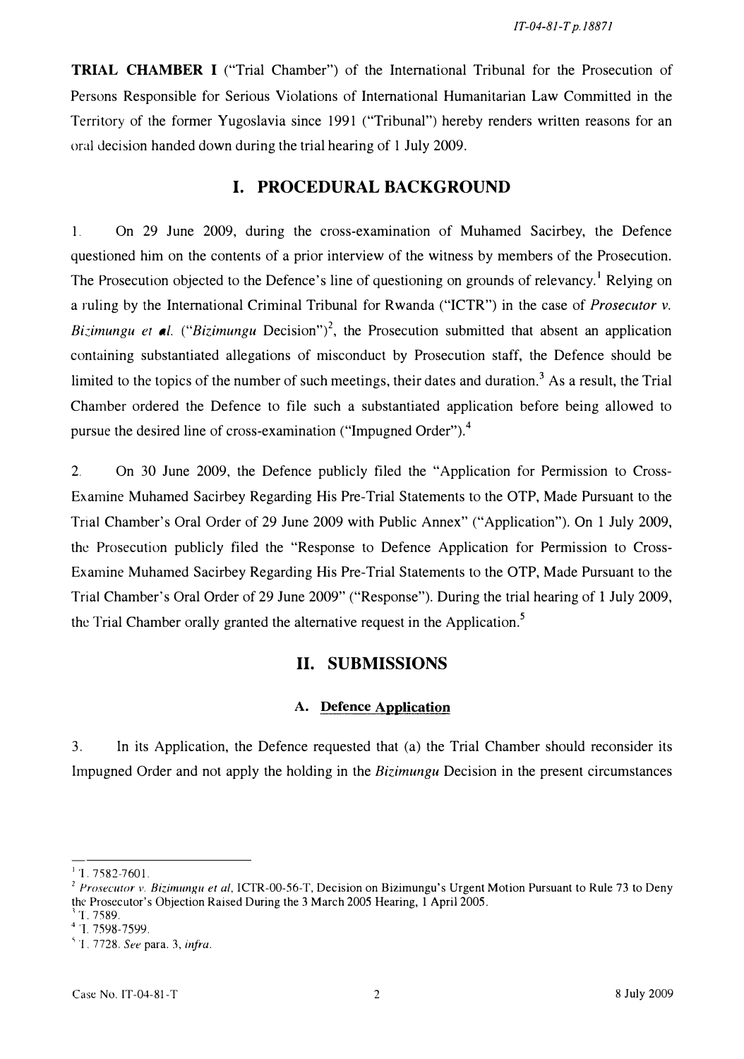**TRIAL CHAMBER I** ("Trial Chamber") of the International Tribunal for the Prosecution of Persons Responsible for Serious Violations of International Humanitarian Law Committed in the Territory of the former Yugoslavia since 1991 ("Tribunal") hereby renders written reasons for an oral decision handed down during the trial hearing of 1 July 2009.

## I. PROCEDURAL BACKGROUND

1. On 29 June 2009, during the cross-examination of Muhamed Sacirbey, the Defence questioned him on the contents of a prior interview of the witness by members of the Prosecution. The Prosecution objected to the Defence's line of questioning on grounds of relevancy.[1] Relying on a ruling by the International Criminal Tribunal for Rwanda ("ICTR") in the case of *Prosecutor v. Bizimungu et al.* ("*Bizimungu* Decision")[2], the Prosecution submitted that absent an application containing substantiated allegations of misconduct by Prosecution staff, the Defence should be limited to the topics of the number of such meetings, their dates and duration.[3] As a result, the Trial Chamber ordered the Defence to file such a substantiated application before being allowed to pursue the desired line of cross-examination ("Impugned Order").[4]

2. On 30 June 2009, the Defence publicly filed the "Application for Permission to Cross-Examine Muhamed Sacirbey Regarding His Pre-Trial Statements to the OTP, Made Pursuant to the Trial Chamber's Oral Order of 29 June 2009 with Public Annex" ("Application"). On 1 July 2009, the Prosecution publicly filed the "Response to Defence Application for Permission to Cross-Examine Muhamed Sacirbey Regarding His Pre-Trial Statements to the OTP, Made Pursuant to the Trial Chamber's Oral Order of 29 June 2009" ("Response"). During the trial hearing of 1 July 2009, the Trial Chamber orally granted the alternative request in the Application.[5]

## II. SUBMISSIONS

### A. Defence Application

3. In its Application, the Defence requested that (a) the Trial Chamber should reconsider its Impugned Order and not apply the holding in the *Bizimungu* Decision in the present circumstances

---

[1] T. 7582-7601.

[2] *Prosecutor v. Bizimungu et al*, ICTR-00-56-T, Decision on Bizimungu's Urgent Motion Pursuant to Rule 73 to Deny the Prosecutor's Objection Raised During the 3 March 2005 Hearing, 1 April 2005.

[3] T. 7589.

[4] T. 7598-7599.

[5] T. 7728. *See* para. 3, *infra*.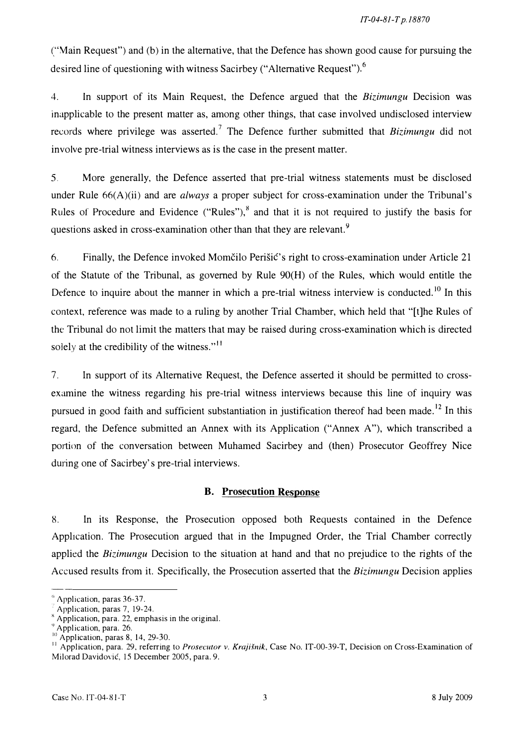("Main Request") and (b) in the alternative, that the Defence has shown good cause for pursuing the desired line of questioning with witness Sacirbey ("Alternative Request").[6]

4. In support of its Main Request, the Defence argued that the *Bizimungu* Decision was inapplicable to the present matter as, among other things, that case involved undisclosed interview records where privilege was asserted.[7] The Defence further submitted that *Bizimungu* did not involve pre-trial witness interviews as is the case in the present matter.

5. More generally, the Defence asserted that pre-trial witness statements must be disclosed under Rule 66(A)(ii) and are *always* a proper subject for cross-examination under the Tribunal's Rules of Procedure and Evidence ("Rules"),[8] and that it is not required to justify the basis for questions asked in cross-examination other than that they are relevant.[9]

6. Finally, the Defence invoked Momčilo Perišić's right to cross-examination under Article 21 of the Statute of the Tribunal, as governed by Rule 90(H) of the Rules, which would entitle the Defence to inquire about the manner in which a pre-trial witness interview is conducted.[10] In this context, reference was made to a ruling by another Trial Chamber, which held that "[t]he Rules of the Tribunal do not limit the matters that may be raised during cross-examination which is directed solely at the credibility of the witness."[11]

7. In support of its Alternative Request, the Defence asserted it should be permitted to cross-examine the witness regarding his pre-trial witness interviews because this line of inquiry was pursued in good faith and sufficient substantiation in justification thereof had been made.[12] In this regard, the Defence submitted an Annex with its Application ("Annex A"), which transcribed a portion of the conversation between Muhamed Sacirbey and (then) Prosecutor Geoffrey Nice during one of Sacirbey's pre-trial interviews.

## B. Prosecution Response

8. In its Response, the Prosecution opposed both Requests contained in the Defence Application. The Prosecution argued that in the Impugned Order, the Trial Chamber correctly applied the *Bizimungu* Decision to the situation at hand and that no prejudice to the rights of the Accused results from it. Specifically, the Prosecution asserted that the *Bizimungu* Decision applies

---

[6] Application, paras 36-37.

[7] Application, paras 7, 19-24.

[8] Application, para. 22, emphasis in the original.

[9] Application, para. 26.

[10] Application, paras 8, 14, 29-30.

[11] Application, para. 29, referring to *Prosecutor v. Krajišnik*, Case No. IT-00-39-T, Decision on Cross-Examination of Milorad Davidović, 15 December 2005, para. 9.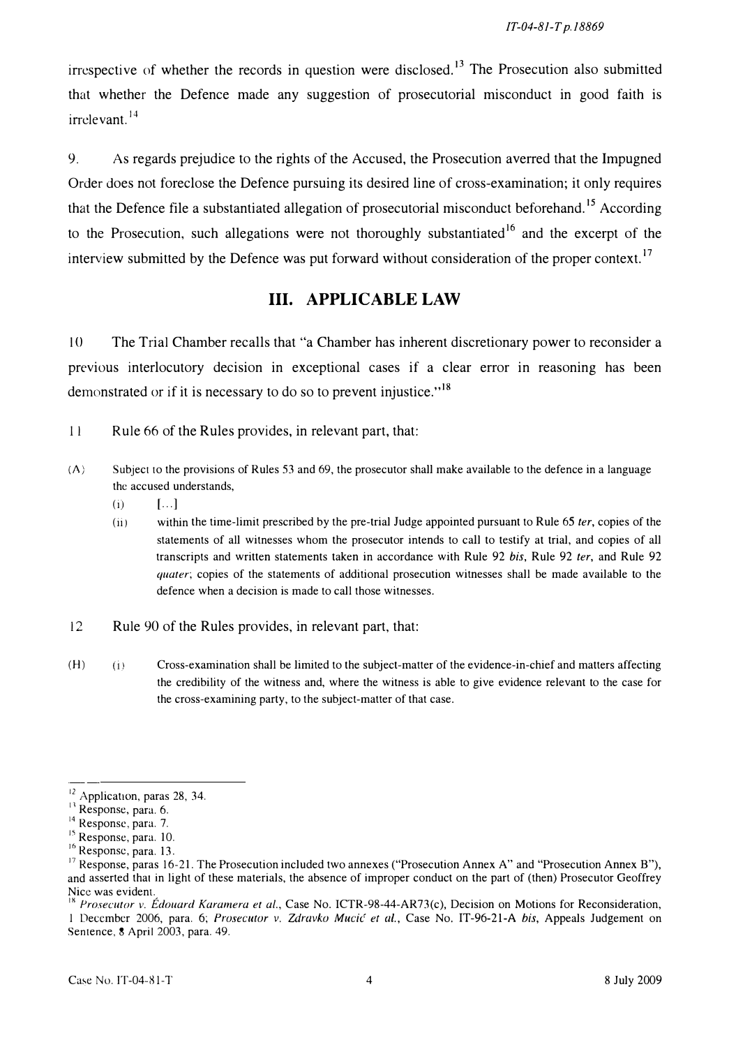irrespective of whether the records in question were disclosed.[13] The Prosecution also submitted that whether the Defence made any suggestion of prosecutorial misconduct in good faith is irrelevant.[14]

9. As regards prejudice to the rights of the Accused, the Prosecution averred that the Impugned Order does not foreclose the Defence pursuing its desired line of cross-examination; it only requires that the Defence file a substantiated allegation of prosecutorial misconduct beforehand.[15] According to the Prosecution, such allegations were not thoroughly substantiated[16] and the excerpt of the interview submitted by the Defence was put forward without consideration of the proper context.[17]

## III. APPLICABLE LAW

10 The Trial Chamber recalls that "a Chamber has inherent discretionary power to reconsider a previous interlocutory decision in exceptional cases if a clear error in reasoning has been demonstrated or if it is necessary to do so to prevent injustice."[18]

11 Rule 66 of the Rules provides, in relevant part, that:

(A) Subject to the provisions of Rules 53 and 69, the prosecutor shall make available to the defence in a language the accused understands,

(i) [...]

(ii) within the time-limit prescribed by the pre-trial Judge appointed pursuant to Rule 65 *ter*, copies of the statements of all witnesses whom the prosecutor intends to call to testify at trial, and copies of all transcripts and written statements taken in accordance with Rule 92 *bis*, Rule 92 *ter*, and Rule 92 *quater*; copies of the statements of additional prosecution witnesses shall be made available to the defence when a decision is made to call those witnesses.

12 Rule 90 of the Rules provides, in relevant part, that:

(H) (i) Cross-examination shall be limited to the subject-matter of the evidence-in-chief and matters affecting the credibility of the witness and, where the witness is able to give evidence relevant to the case for the cross-examining party, to the subject-matter of that case.

---

[12] Application, paras 28, 34.

[13] Response, para. 6.

[14] Response, para. 7.

[15] Response, para. 10.

[16] Response, para. 13.

[17] Response, paras 16-21. The Prosecution included two annexes ("Prosecution Annex A" and "Prosecution Annex B"), and asserted that in light of these materials, the absence of improper conduct on the part of (then) Prosecutor Geoffrey Nice was evident.

[18] *Prosecutor v. Édouard Karamera et al.*, Case No. ICTR-98-44-AR73(c), Decision on Motions for Reconsideration, 1 December 2006, para. 6; *Prosecutor v. Zdravko Mucić et al.*, Case No. IT-96-21-A *bis*, Appeals Judgement on Sentence, 8 April 2003, para. 49.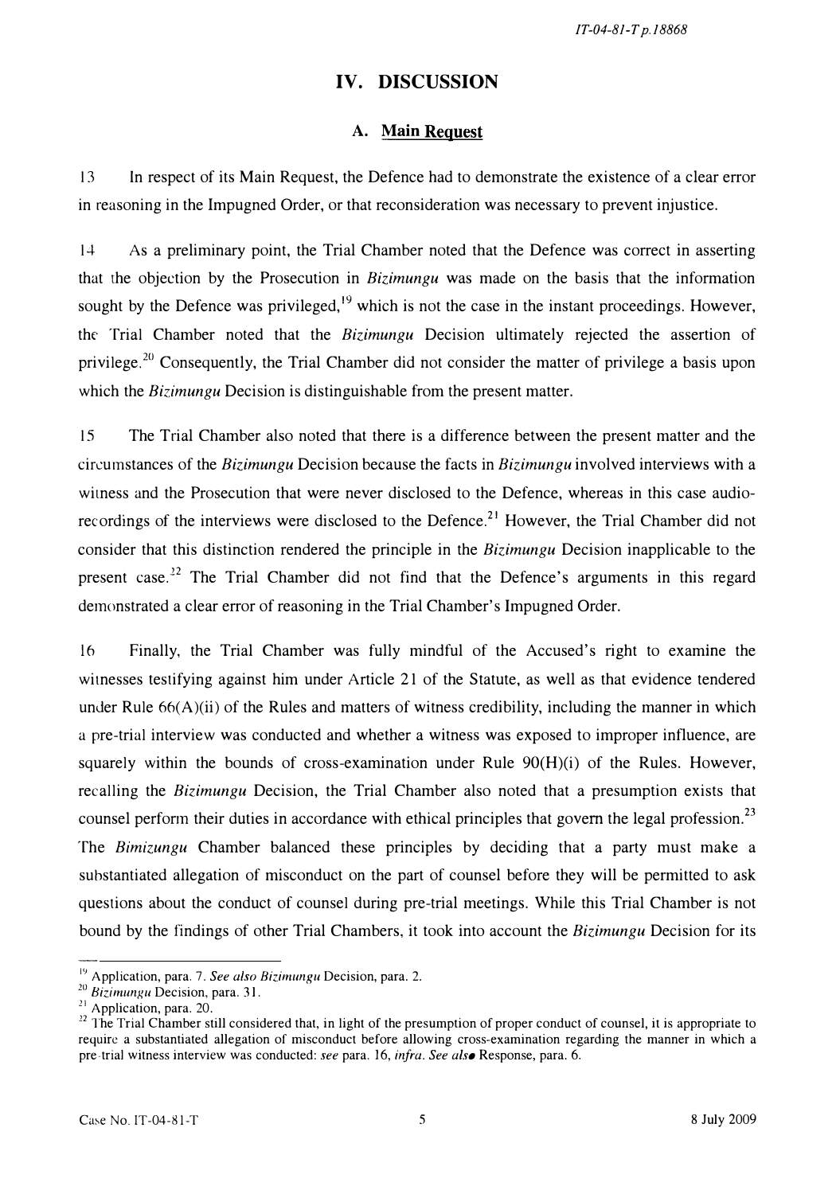# IV. DISCUSSION

## A. Main Request

13 In respect of its Main Request, the Defence had to demonstrate the existence of a clear error in reasoning in the Impugned Order, or that reconsideration was necessary to prevent injustice.

14 As a preliminary point, the Trial Chamber noted that the Defence was correct in asserting that the objection by the Prosecution in *Bizimungu* was made on the basis that the information sought by the Defence was privileged,[19] which is not the case in the instant proceedings. However, the Trial Chamber noted that the *Bizimungu* Decision ultimately rejected the assertion of privilege.[20] Consequently, the Trial Chamber did not consider the matter of privilege a basis upon which the *Bizimungu* Decision is distinguishable from the present matter.

15 The Trial Chamber also noted that there is a difference between the present matter and the circumstances of the *Bizimungu* Decision because the facts in *Bizimungu* involved interviews with a witness and the Prosecution that were never disclosed to the Defence, whereas in this case audio-recordings of the interviews were disclosed to the Defence.[21] However, the Trial Chamber did not consider that this distinction rendered the principle in the *Bizimungu* Decision inapplicable to the present case.[22] The Trial Chamber did not find that the Defence's arguments in this regard demonstrated a clear error of reasoning in the Trial Chamber's Impugned Order.

16 Finally, the Trial Chamber was fully mindful of the Accused's right to examine the witnesses testifying against him under Article 21 of the Statute, as well as that evidence tendered under Rule 66(A)(ii) of the Rules and matters of witness credibility, including the manner in which a pre-trial interview was conducted and whether a witness was exposed to improper influence, are squarely within the bounds of cross-examination under Rule 90(H)(i) of the Rules. However, recalling the *Bizimungu* Decision, the Trial Chamber also noted that a presumption exists that counsel perform their duties in accordance with ethical principles that govern the legal profession.[23] The *Bimizungu* Chamber balanced these principles by deciding that a party must make a substantiated allegation of misconduct on the part of counsel before they will be permitted to ask questions about the conduct of counsel during pre-trial meetings. While this Trial Chamber is not bound by the findings of other Trial Chambers, it took into account the *Bizimungu* Decision for its

---

[19] Application, para. 7. *See also Bizimungu* Decision, para. 2.

[20] *Bizimungu* Decision, para. 31.

[21] Application, para. 20.

[22] The Trial Chamber still considered that, in light of the presumption of proper conduct of counsel, it is appropriate to require a substantiated allegation of misconduct before allowing cross-examination regarding the manner in which a pre-trial witness interview was conducted: *see* para. 16, *infra*. *See also* Response, para. 6.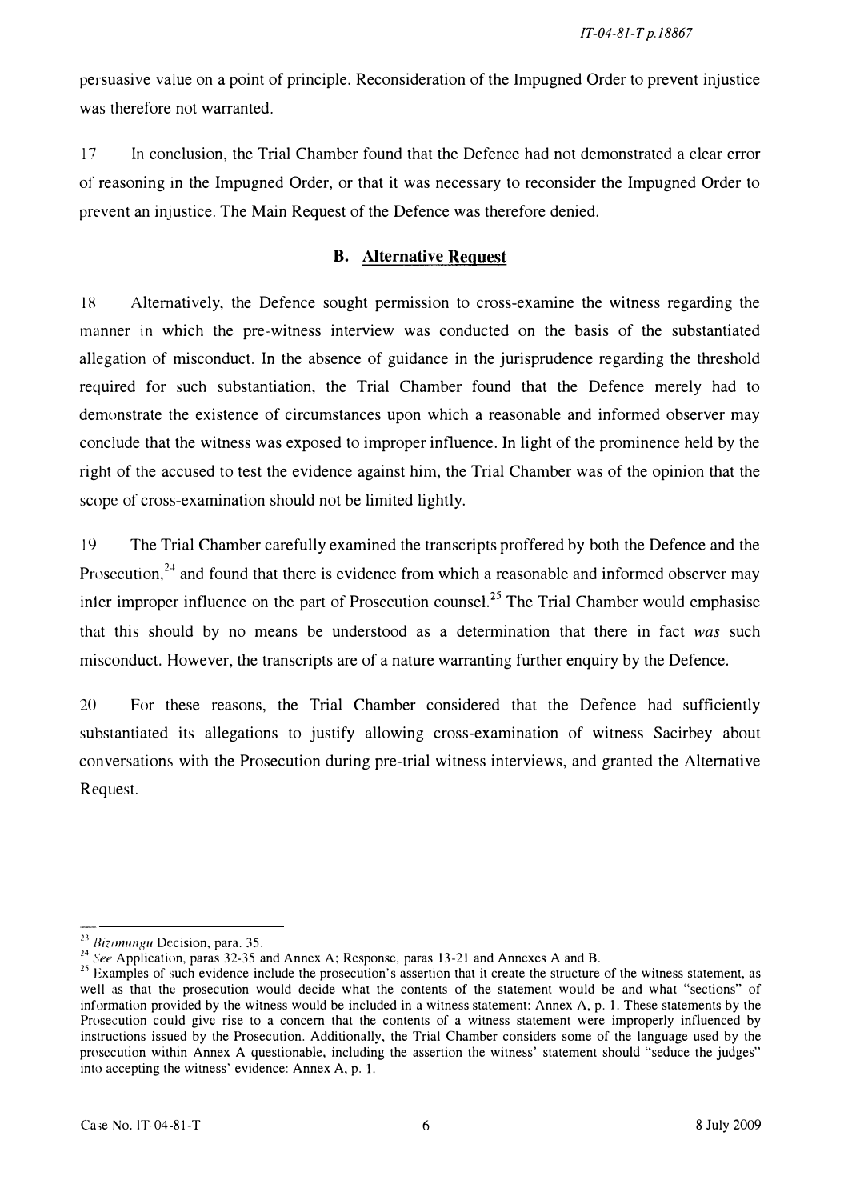persuasive value on a point of principle. Reconsideration of the Impugned Order to prevent injustice was therefore not warranted.

17 In conclusion, the Trial Chamber found that the Defence had not demonstrated a clear error of reasoning in the Impugned Order, or that it was necessary to reconsider the Impugned Order to prevent an injustice. The Main Request of the Defence was therefore denied.

### B. Alternative Request

18 Alternatively, the Defence sought permission to cross-examine the witness regarding the manner in which the pre-witness interview was conducted on the basis of the substantiated allegation of misconduct. In the absence of guidance in the jurisprudence regarding the threshold required for such substantiation, the Trial Chamber found that the Defence merely had to demonstrate the existence of circumstances upon which a reasonable and informed observer may conclude that the witness was exposed to improper influence. In light of the prominence held by the right of the accused to test the evidence against him, the Trial Chamber was of the opinion that the scope of cross-examination should not be limited lightly.

19 The Trial Chamber carefully examined the transcripts proffered by both the Defence and the Prosecution,[24] and found that there is evidence from which a reasonable and informed observer may infer improper influence on the part of Prosecution counsel.[25] The Trial Chamber would emphasise that this should by no means be understood as a determination that there in fact *was* such misconduct. However, the transcripts are of a nature warranting further enquiry by the Defence.

20 For these reasons, the Trial Chamber considered that the Defence had sufficiently substantiated its allegations to justify allowing cross-examination of witness Sacirbey about conversations with the Prosecution during pre-trial witness interviews, and granted the Alternative Request.

---

[23] *Bizimungu* Decision, para. 35.

[24] *See* Application, paras 32-35 and Annex A; Response, paras 13-21 and Annexes A and B.

[25] Examples of such evidence include the prosecution's assertion that it create the structure of the witness statement, as well as that the prosecution would decide what the contents of the statement would be and what "sections" of information provided by the witness would be included in a witness statement: Annex A, p. 1. These statements by the Prosecution could give rise to a concern that the contents of a witness statement were improperly influenced by instructions issued by the Prosecution. Additionally, the Trial Chamber considers some of the language used by the prosecution within Annex A questionable, including the assertion the witness' statement should "seduce the judges" into accepting the witness' evidence: Annex A, p. 1.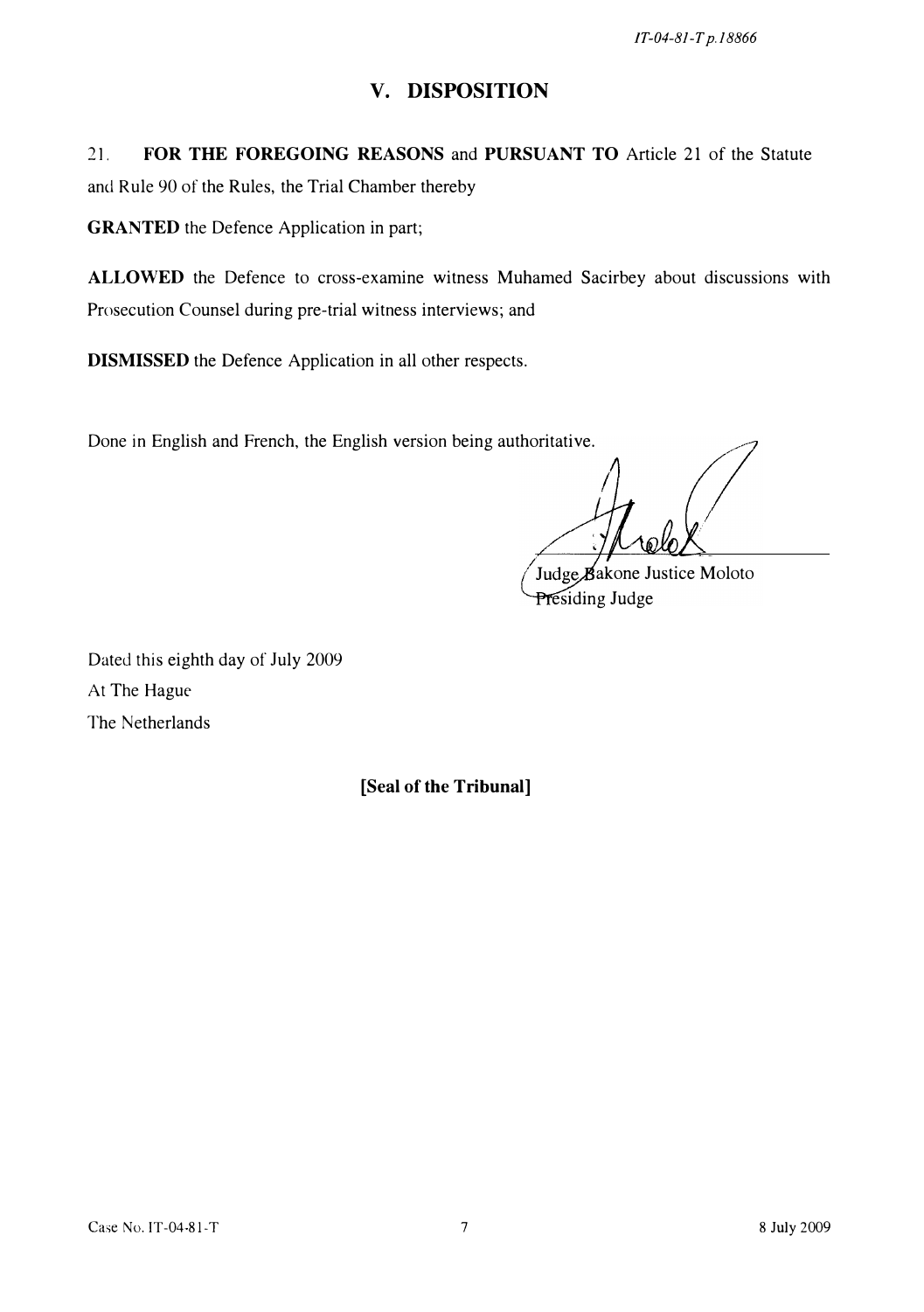## V. DISPOSITION

21. **FOR THE FOREGOING REASONS** and **PURSUANT TO** Article 21 of the Statute and Rule 90 of the Rules, the Trial Chamber thereby

**GRANTED** the Defence Application in part;

**ALLOWED** the Defence to cross-examine witness Muhamed Sacirbey about discussions with Prosecution Counsel during pre-trial witness interviews; and

**DISMISSED** the Defence Application in all other respects.

Done in English and French, the English version being authoritative.

Judge Bakone Justice Moloto
Presiding Judge

Dated this eighth day of July 2009
At The Hague
The Netherlands

**[Seal of the Tribunal]**